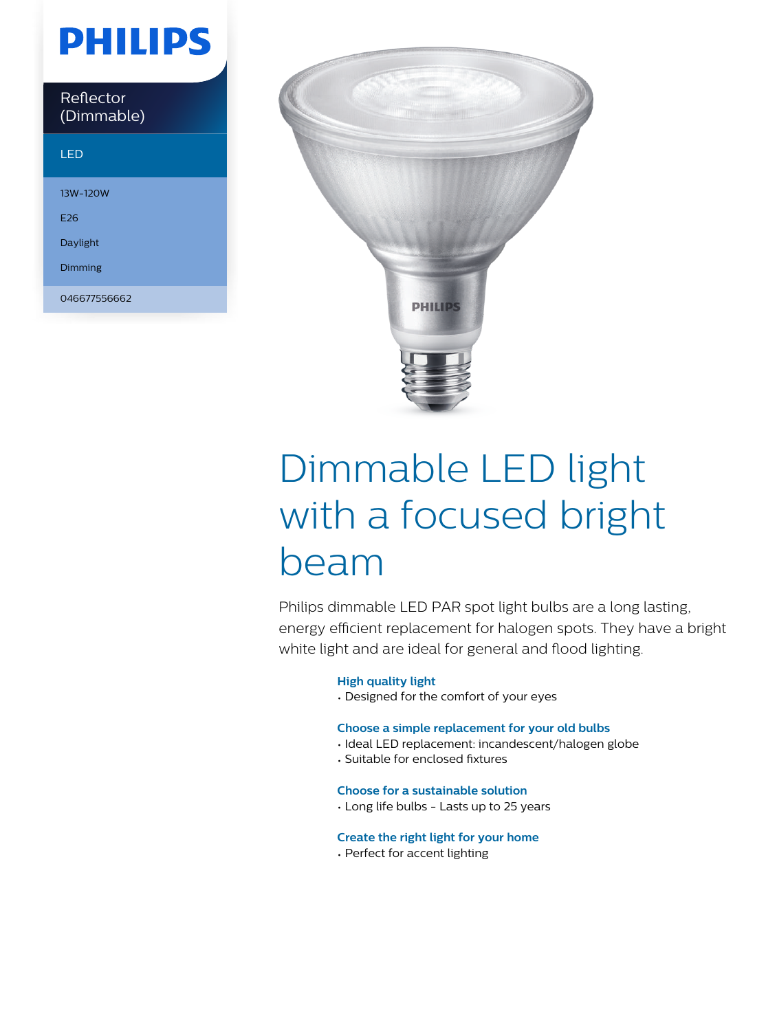PHILIPS

Reflector (Dimmable)

LED

13W-120W

E26

Daylight

Dimming

046677556662

# Dimmable LED light with a focused bright beam

Philips dimmable LED PAR spot light bulbs are a long lasting, energy efficient replacement for halogen spots. They have a bright white light and are ideal for general and flood lighting.

### High quality light

- Designed for the comfort of your eyes

### Choose a simple replacement for your old bulbs

- Ideal LED replacement: incandescent/halogen globe
- Suitable for enclosed fixtures

### Choose for a sustainable solution

- Long life bulbs - Lasts up to 25 years

### Create the right light for your home

- Perfect for accent lighting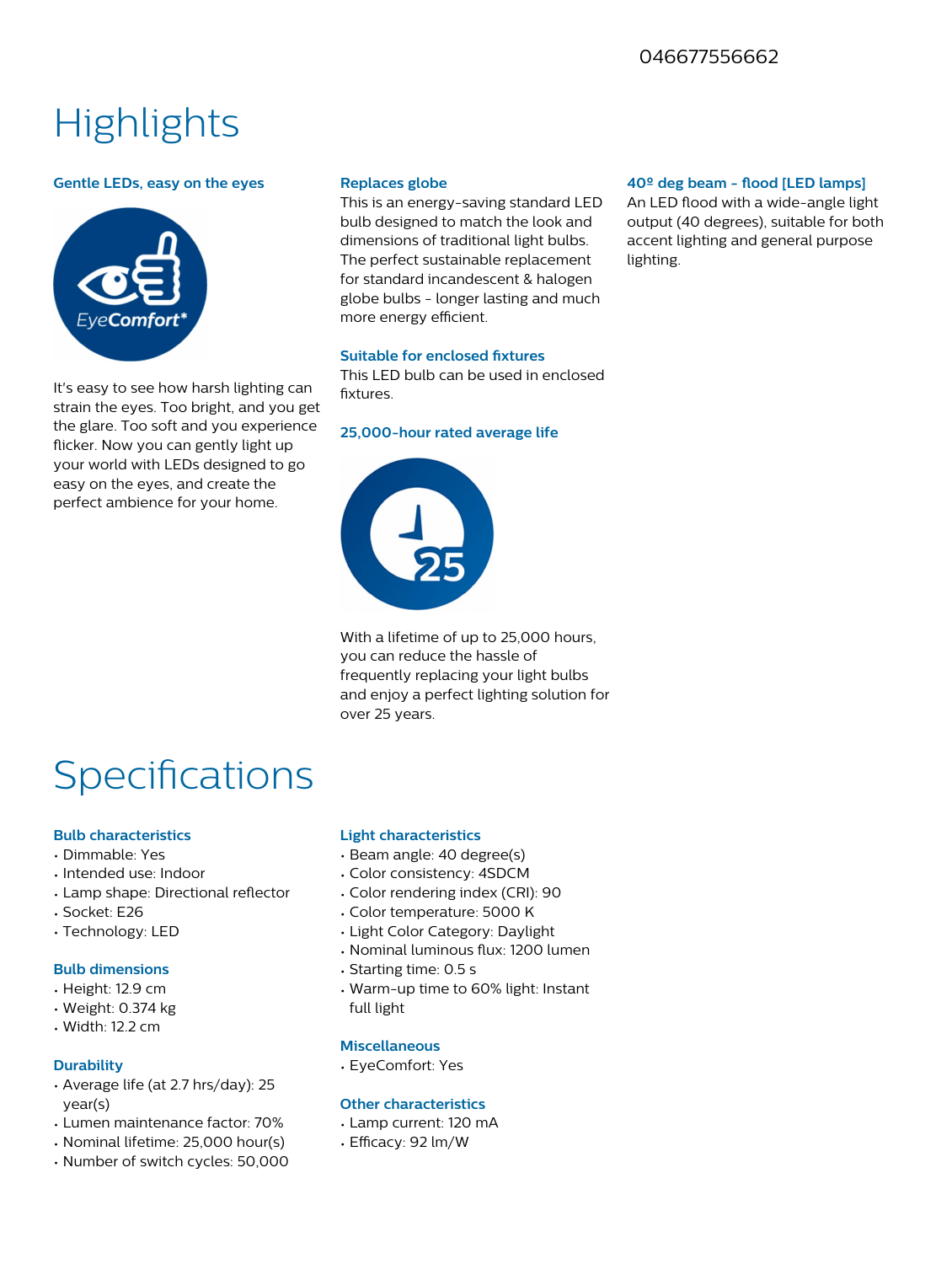046677556662

# Highlights

### Gentle LEDs, easy on the eyes

It's easy to see how harsh lighting can strain the eyes. Too bright, and you get the glare. Too soft and you experience flicker. Now you can gently light up your world with LEDs designed to go easy on the eyes, and create the perfect ambience for your home.

### Replaces globe

This is an energy-saving standard LED bulb designed to match the look and dimensions of traditional light bulbs. The perfect sustainable replacement for standard incandescent & halogen globe bulbs - longer lasting and much more energy efficient.

### Suitable for enclosed fixtures

This LED bulb can be used in enclosed fixtures.

### 25,000-hour rated average life

With a lifetime of up to 25,000 hours, you can reduce the hassle of frequently replacing your light bulbs and enjoy a perfect lighting solution for over 25 years.

### 40º deg beam - flood [LED lamps]

An LED flood with a wide-angle light output (40 degrees), suitable for both accent lighting and general purpose lighting.

# Specifications

### Bulb characteristics

- Dimmable: Yes
- Intended use: Indoor
- Lamp shape: Directional reflector
- Socket: E26
- Technology: LED

### Bulb dimensions

- Height: 12.9 cm
- Weight: 0.374 kg
- Width: 12.2 cm

### Durability

- Average life (at 2.7 hrs/day): 25 year(s)
- Lumen maintenance factor: 70%
- Nominal lifetime: 25,000 hour(s)
- Number of switch cycles: 50,000

### Light characteristics

- Beam angle: 40 degree(s)
- Color consistency: 4SDCM
- Color rendering index (CRI): 90
- Color temperature: 5000 K
- Light Color Category: Daylight
- Nominal luminous flux: 1200 lumen
- Starting time: 0.5 s
- Warm-up time to 60% light: Instant full light

### Miscellaneous

- EyeComfort: Yes

### Other characteristics

- Lamp current: 120 mA
- Efficacy: 92 lm/W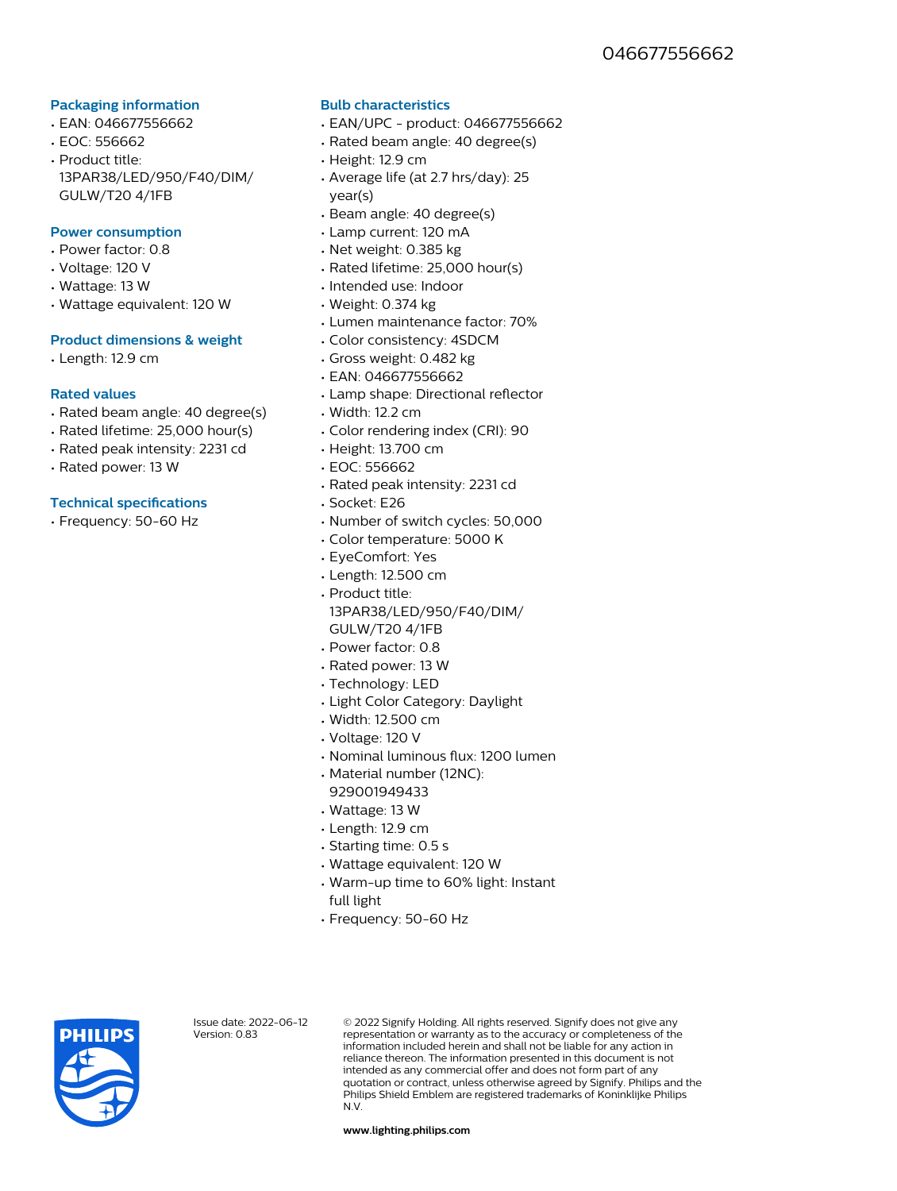046677556662

## Packaging information

- EAN: 046677556662
- EOC: 556662
- Product title: 13PAR38/LED/950/F40/DIM/GULW/T20 4/1FB

## Power consumption

- Power factor: 0.8
- Voltage: 120 V
- Wattage: 13 W
- Wattage equivalent: 120 W

## Product dimensions & weight

- Length: 12.9 cm

## Rated values

- Rated beam angle: 40 degree(s)
- Rated lifetime: 25,000 hour(s)
- Rated peak intensity: 2231 cd
- Rated power: 13 W

## Technical specifications

- Frequency: 50-60 Hz

## Bulb characteristics

- EAN/UPC - product: 046677556662
- Rated beam angle: 40 degree(s)
- Height: 12.9 cm
- Average life (at 2.7 hrs/day): 25 year(s)
- Beam angle: 40 degree(s)
- Lamp current: 120 mA
- Net weight: 0.385 kg
- Rated lifetime: 25,000 hour(s)
- Intended use: Indoor
- Weight: 0.374 kg
- Lumen maintenance factor: 70%
- Color consistency: 4SDCM
- Gross weight: 0.482 kg
- EAN: 046677556662
- Lamp shape: Directional reflector
- Width: 12.2 cm
- Color rendering index (CRI): 90
- Height: 13.700 cm
- EOC: 556662
- Rated peak intensity: 2231 cd
- Socket: E26
- Number of switch cycles: 50,000
- Color temperature: 5000 K
- EyeComfort: Yes
- Length: 12.500 cm
- Product title: 13PAR38/LED/950/F40/DIM/GULW/T20 4/1FB
- Power factor: 0.8
- Rated power: 13 W
- Technology: LED
- Light Color Category: Daylight
- Width: 12.500 cm
- Voltage: 120 V
- Nominal luminous flux: 1200 lumen
- Material number (12NC): 929001949433
- Wattage: 13 W
- Length: 12.9 cm
- Starting time: 0.5 s
- Wattage equivalent: 120 W
- Warm-up time to 60% light: Instant full light
- Frequency: 50-60 Hz

Issue date: 2022-06-12
Version: 0.83

© 2022 Signify Holding. All rights reserved. Signify does not give any representation or warranty as to the accuracy or completeness of the information included herein and shall not be liable for any action in reliance thereon. The information presented in this document is not intended as any commercial offer and does not form part of any quotation or contract, unless otherwise agreed by Signify. Philips and the Philips Shield Emblem are registered trademarks of Koninklijke Philips N.V.

**www.lighting.philips.com**